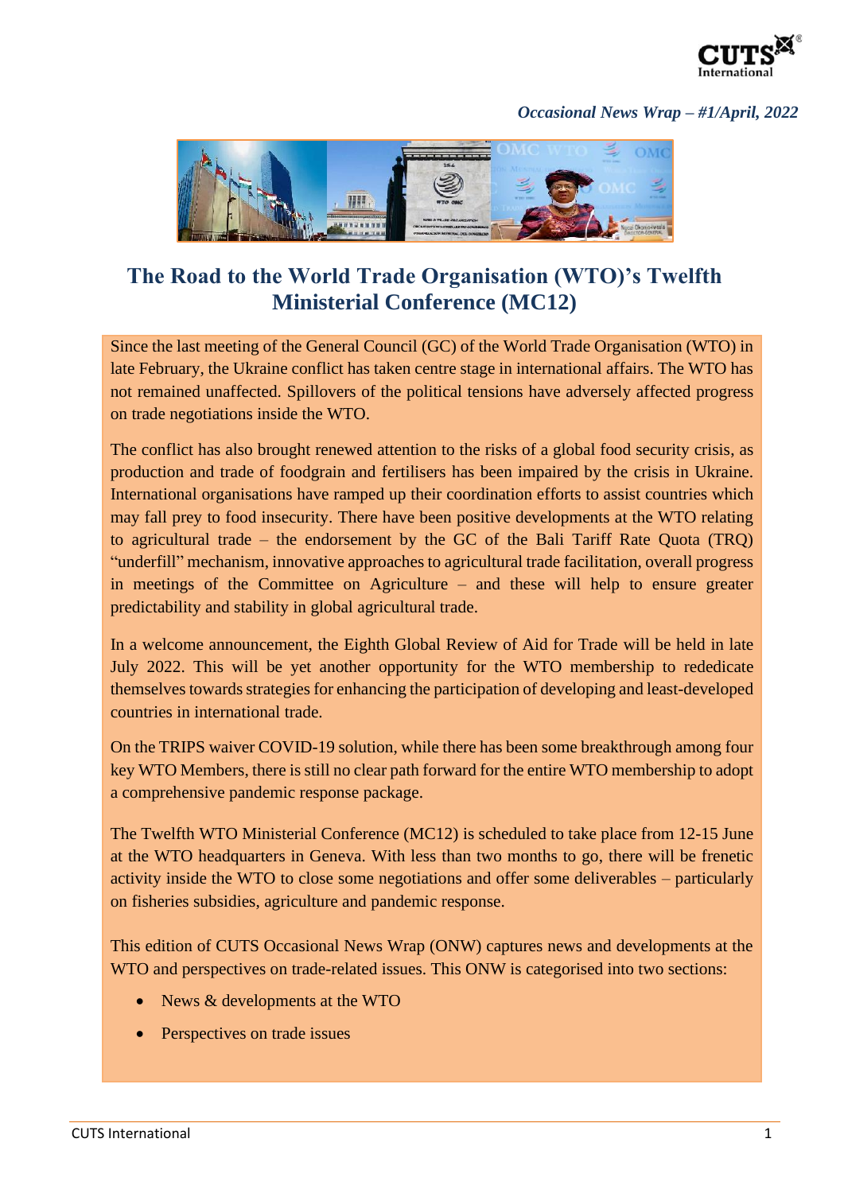*Occasional News Wrap – #1/April, 2022*

# The Road to the World Trade Organisation (WTO)'s Twelfth Ministerial Conference (MC12)

Since the last meeting of the General Council (GC) of the World Trade Organisation (WTO) in late February, the Ukraine conflict has taken centre stage in international affairs. The WTO has not remained unaffected. Spillovers of the political tensions have adversely affected progress on trade negotiations inside the WTO.

The conflict has also brought renewed attention to the risks of a global food security crisis, as production and trade of foodgrain and fertilisers has been impaired by the crisis in Ukraine. International organisations have ramped up their coordination efforts to assist countries which may fall prey to food insecurity. There have been positive developments at the WTO relating to agricultural trade – the endorsement by the GC of the Bali Tariff Rate Quota (TRQ) "underfill" mechanism, innovative approaches to agricultural trade facilitation, overall progress in meetings of the Committee on Agriculture – and these will help to ensure greater predictability and stability in global agricultural trade.

In a welcome announcement, the Eighth Global Review of Aid for Trade will be held in late July 2022. This will be yet another opportunity for the WTO membership to rededicate themselves towards strategies for enhancing the participation of developing and least-developed countries in international trade.

On the TRIPS waiver COVID-19 solution, while there has been some breakthrough among four key WTO Members, there is still no clear path forward for the entire WTO membership to adopt a comprehensive pandemic response package.

The Twelfth WTO Ministerial Conference (MC12) is scheduled to take place from 12-15 June at the WTO headquarters in Geneva. With less than two months to go, there will be frenetic activity inside the WTO to close some negotiations and offer some deliverables – particularly on fisheries subsidies, agriculture and pandemic response.

This edition of CUTS Occasional News Wrap (ONW) captures news and developments at the WTO and perspectives on trade-related issues. This ONW is categorised into two sections:

- News & developments at the WTO
- Perspectives on trade issues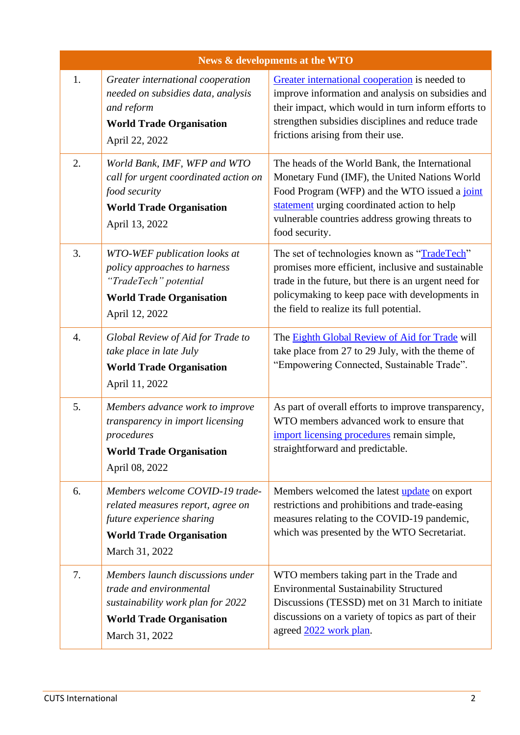| News & developments at the WTO | | |
|---|---|---|
| 1. | *Greater international cooperation needed on subsidies data, analysis and reform* **World Trade Organisation** April 22, 2022 | Greater international cooperation is needed to improve information and analysis on subsidies and their impact, which would in turn inform efforts to strengthen subsidies disciplines and reduce trade frictions arising from their use. |
| 2. | *World Bank, IMF, WFP and WTO call for urgent coordinated action on food security* **World Trade Organisation** April 13, 2022 | The heads of the World Bank, the International Monetary Fund (IMF), the United Nations World Food Program (WFP) and the WTO issued a joint statement urging coordinated action to help vulnerable countries address growing threats to food security. |
| 3. | *WTO-WEF publication looks at policy approaches to harness "TradeTech" potential* **World Trade Organisation** April 12, 2022 | The set of technologies known as "TradeTech" promises more efficient, inclusive and sustainable trade in the future, but there is an urgent need for policymaking to keep pace with developments in the field to realize its full potential. |
| 4. | *Global Review of Aid for Trade to take place in late July* **World Trade Organisation** April 11, 2022 | The Eighth Global Review of Aid for Trade will take place from 27 to 29 July, with the theme of "Empowering Connected, Sustainable Trade". |
| 5. | *Members advance work to improve transparency in import licensing procedures* **World Trade Organisation** April 08, 2022 | As part of overall efforts to improve transparency, WTO members advanced work to ensure that import licensing procedures remain simple, straightforward and predictable. |
| 6. | *Members welcome COVID-19 trade-related measures report, agree on future experience sharing* **World Trade Organisation** March 31, 2022 | Members welcomed the latest update on export restrictions and prohibitions and trade-easing measures relating to the COVID-19 pandemic, which was presented by the WTO Secretariat. |
| 7. | *Members launch discussions under trade and environmental sustainability work plan for 2022* **World Trade Organisation** March 31, 2022 | WTO members taking part in the Trade and Environmental Sustainability Structured Discussions (TESSD) met on 31 March to initiate discussions on a variety of topics as part of their agreed 2022 work plan. |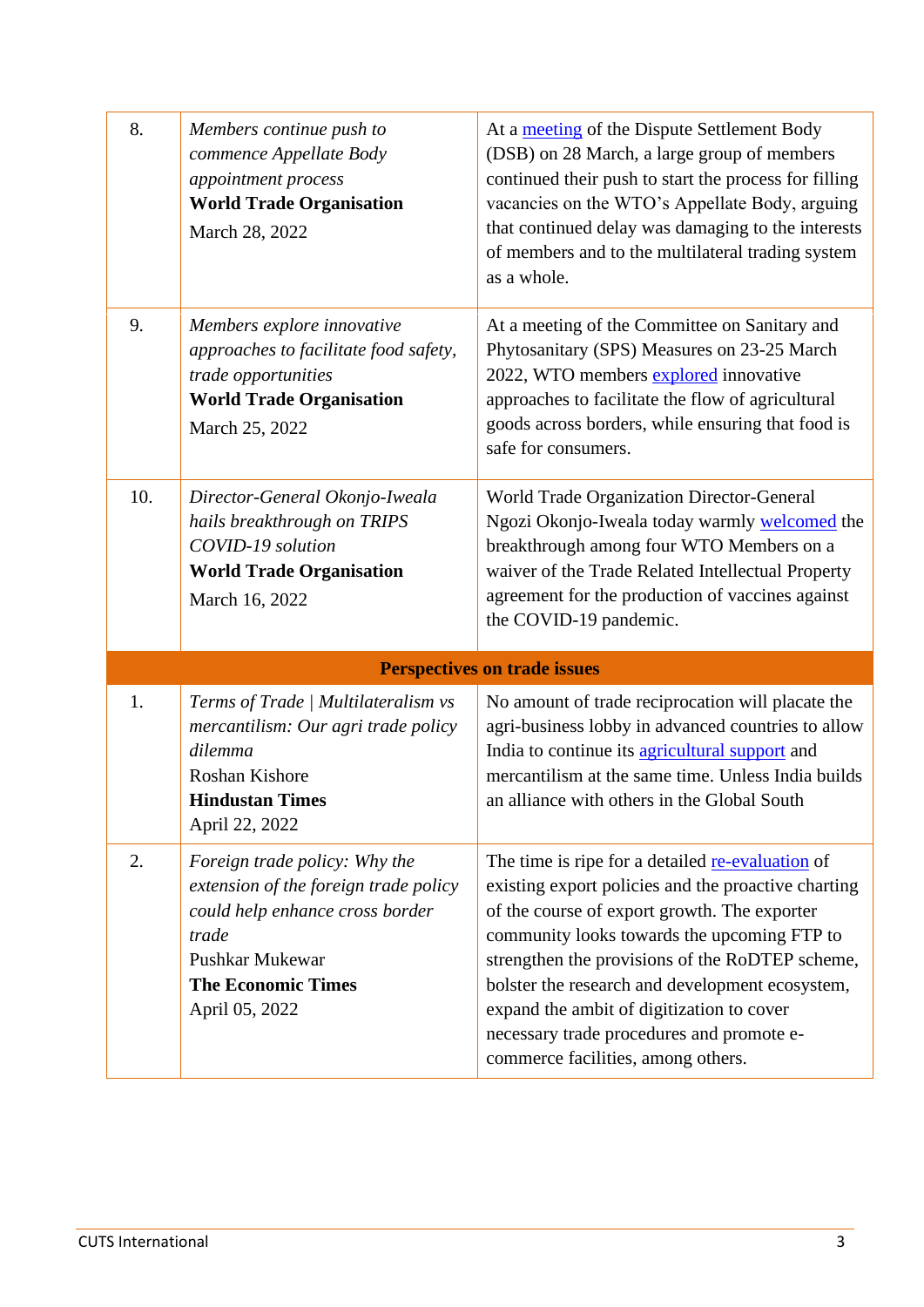| | | |
|---|---|---|
| 8. | *Members continue push to commence Appellate Body appointment process*<br>**World Trade Organisation**<br>March 28, 2022 | At a meeting of the Dispute Settlement Body (DSB) on 28 March, a large group of members continued their push to start the process for filling vacancies on the WTO's Appellate Body, arguing that continued delay was damaging to the interests of members and to the multilateral trading system as a whole. |
| 9. | *Members explore innovative approaches to facilitate food safety, trade opportunities*<br>**World Trade Organisation**<br>March 25, 2022 | At a meeting of the Committee on Sanitary and Phytosanitary (SPS) Measures on 23-25 March 2022, WTO members explored innovative approaches to facilitate the flow of agricultural goods across borders, while ensuring that food is safe for consumers. |
| 10. | *Director-General Okonjo-Iweala hails breakthrough on TRIPS COVID-19 solution*<br>**World Trade Organisation**<br>March 16, 2022 | World Trade Organization Director-General Ngozi Okonjo-Iweala today warmly welcomed the breakthrough among four WTO Members on a waiver of the Trade Related Intellectual Property agreement for the production of vaccines against the COVID-19 pandemic. |
| **Perspectives on trade issues** | | |
| 1. | *Terms of Trade \| Multilateralism vs mercantilism: Our agri trade policy dilemma*<br>Roshan Kishore<br>**Hindustan Times**<br>April 22, 2022 | No amount of trade reciprocation will placate the agri-business lobby in advanced countries to allow India to continue its agricultural support and mercantilism at the same time. Unless India builds an alliance with others in the Global South |
| 2. | *Foreign trade policy: Why the extension of the foreign trade policy could help enhance cross border trade*<br>Pushkar Mukewar<br>**The Economic Times**<br>April 05, 2022 | The time is ripe for a detailed re-evaluation of existing export policies and the proactive charting of the course of export growth. The exporter community looks towards the upcoming FTP to strengthen the provisions of the RoDTEP scheme, bolster the research and development ecosystem, expand the ambit of digitization to cover necessary trade procedures and promote e-commerce facilities, among others. |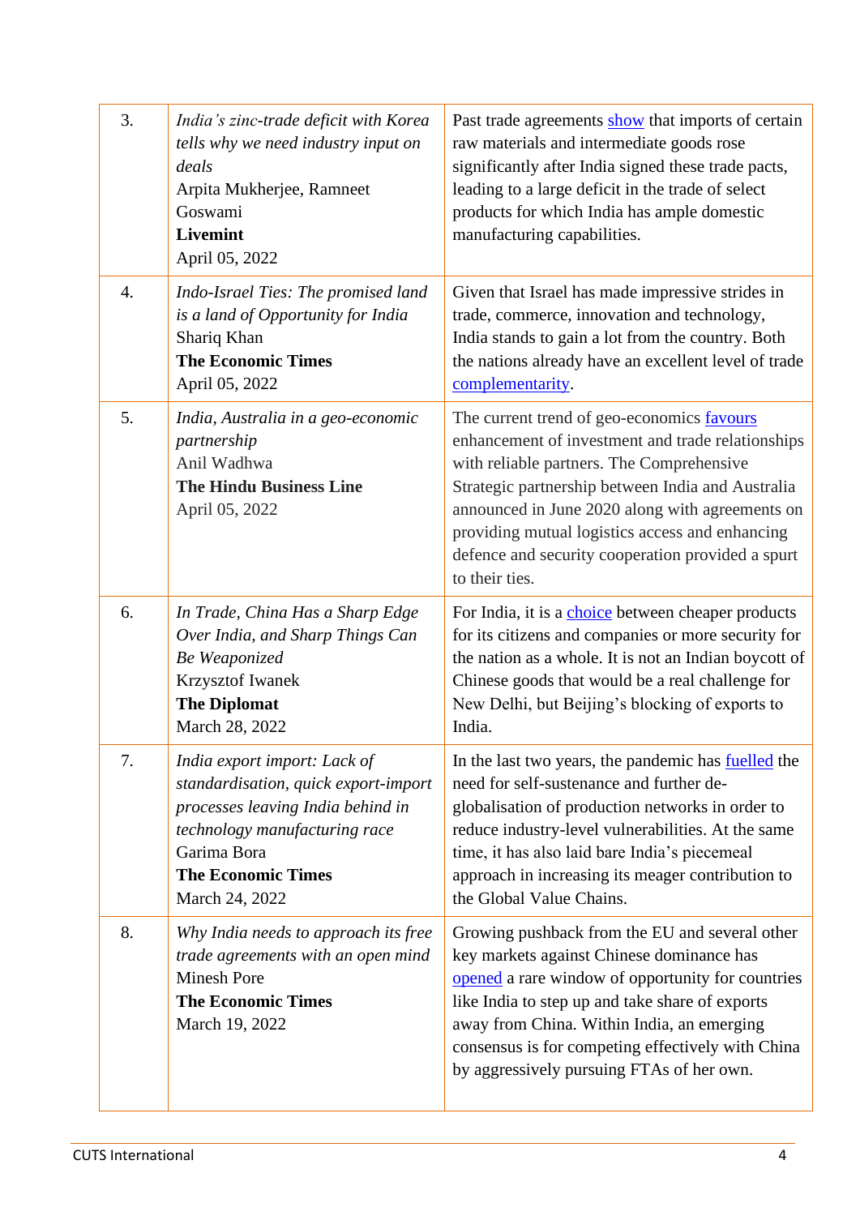| | | |
|---|---|---|
| 3. | *India's zinc-trade deficit with Korea tells why we need industry input on deals*<br>Arpita Mukherjee, Ramneet Goswami<br>**Livemint**<br>April 05, 2022 | Past trade agreements show that imports of certain raw materials and intermediate goods rose significantly after India signed these trade pacts, leading to a large deficit in the trade of select products for which India has ample domestic manufacturing capabilities. |
| 4. | *Indo-Israel Ties: The promised land is a land of Opportunity for India*<br>Shariq Khan<br>**The Economic Times**<br>April 05, 2022 | Given that Israel has made impressive strides in trade, commerce, innovation and technology, India stands to gain a lot from the country. Both the nations already have an excellent level of trade complementarity. |
| 5. | *India, Australia in a geo-economic partnership*<br>Anil Wadhwa<br>**The Hindu Business Line**<br>April 05, 2022 | The current trend of geo-economics favours enhancement of investment and trade relationships with reliable partners. The Comprehensive Strategic partnership between India and Australia announced in June 2020 along with agreements on providing mutual logistics access and enhancing defence and security cooperation provided a spurt to their ties. |
| 6. | *In Trade, China Has a Sharp Edge Over India, and Sharp Things Can Be Weaponized*<br>Krzysztof Iwanek<br>**The Diplomat**<br>March 28, 2022 | For India, it is a choice between cheaper products for its citizens and companies or more security for the nation as a whole. It is not an Indian boycott of Chinese goods that would be a real challenge for New Delhi, but Beijing's blocking of exports to India. |
| 7. | *India export import: Lack of standardisation, quick export-import processes leaving India behind in technology manufacturing race*<br>Garima Bora<br>**The Economic Times**<br>March 24, 2022 | In the last two years, the pandemic has fuelled the need for self-sustenance and further de-globalisation of production networks in order to reduce industry-level vulnerabilities. At the same time, it has also laid bare India's piecemeal approach in increasing its meager contribution to the Global Value Chains. |
| 8. | *Why India needs to approach its free trade agreements with an open mind*<br>Minesh Pore<br>**The Economic Times**<br>March 19, 2022 | Growing pushback from the EU and several other key markets against Chinese dominance has opened a rare window of opportunity for countries like India to step up and take share of exports away from China. Within India, an emerging consensus is for competing effectively with China by aggressively pursuing FTAs of her own. |